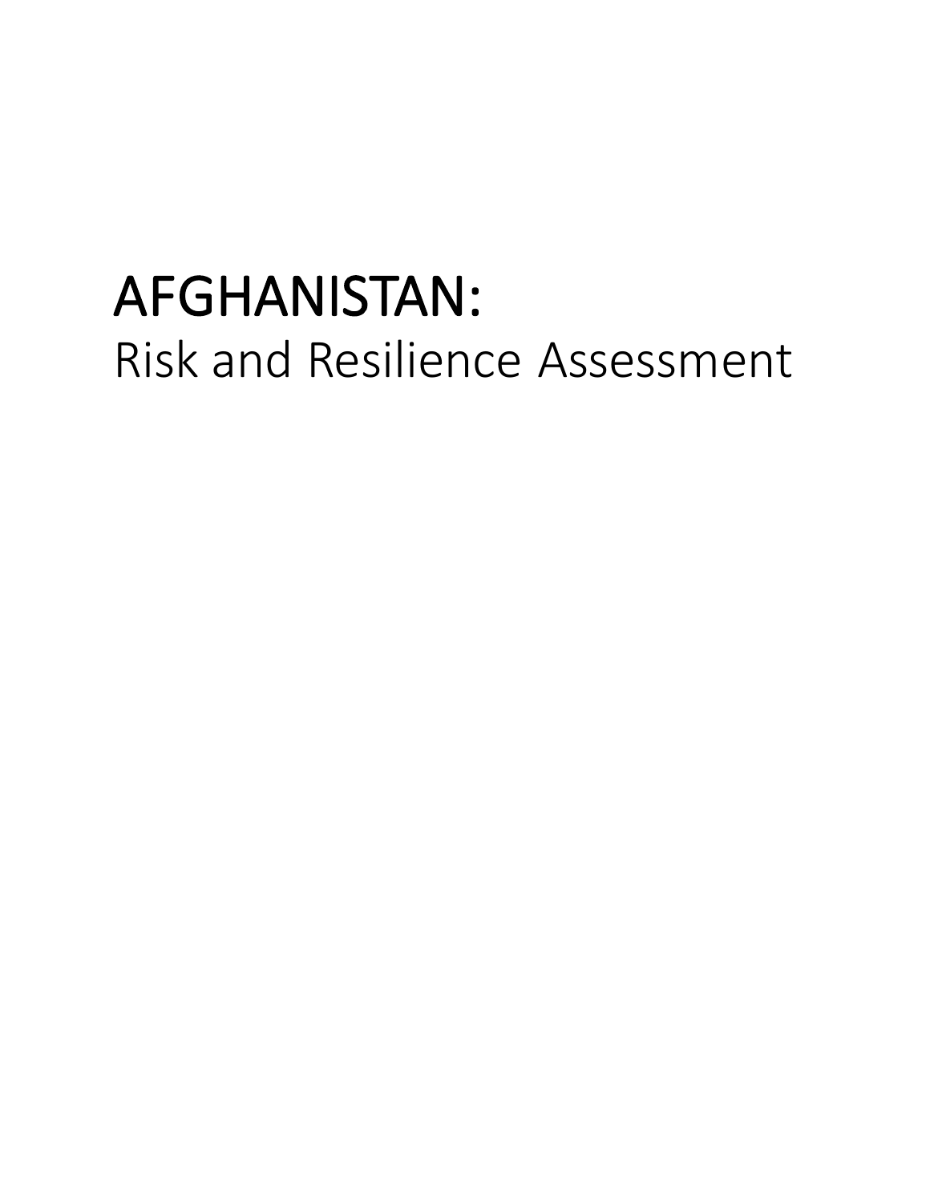# AFGHANISTAN:
Risk and Resilience Assessment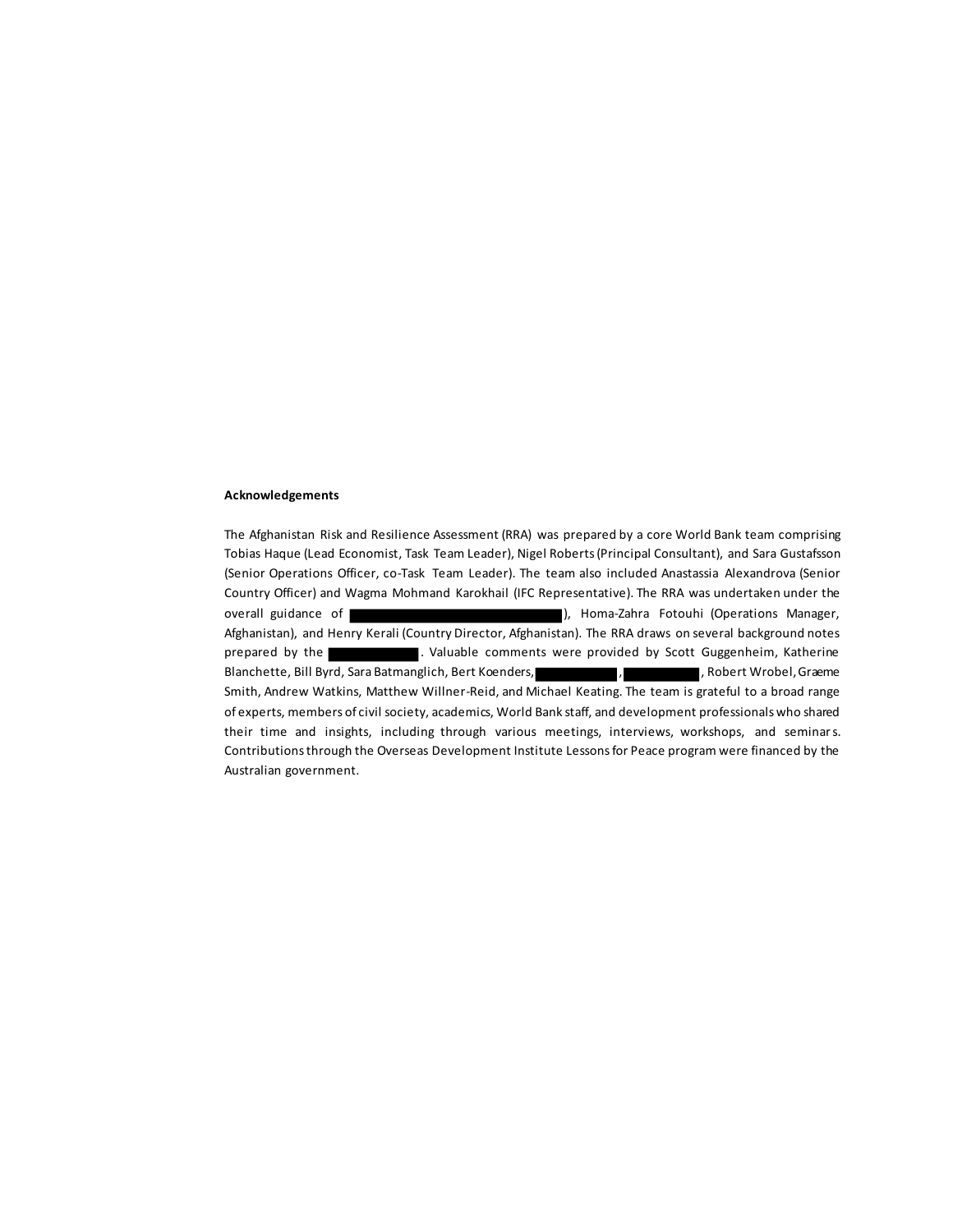**Acknowledgements**

The Afghanistan Risk and Resilience Assessment (RRA) was prepared by a core World Bank team comprising Tobias Haque (Lead Economist, Task Team Leader), Nigel Roberts (Principal Consultant), and Sara Gustafsson (Senior Operations Officer, co-Task Team Leader). The team also included Anastassia Alexandrova (Senior Country Officer) and Wagma Mohmand Karokhail (IFC Representative). The RRA was undertaken under the overall guidance of ██████████), Homa-Zahra Fotouhi (Operations Manager, Afghanistan), and Henry Kerali (Country Director, Afghanistan). The RRA draws on several background notes prepared by the ██████. Valuable comments were provided by Scott Guggenheim, Katherine Blanchette, Bill Byrd, Sara Batmanglich, Bert Koenders, ██████, ██████, Robert Wrobel, Græme Smith, Andrew Watkins, Matthew Willner-Reid, and Michael Keating. The team is grateful to a broad range of experts, members of civil society, academics, World Bank staff, and development professionals who shared their time and insights, including through various meetings, interviews, workshops, and seminars. Contributions through the Overseas Development Institute Lessons for Peace program were financed by the Australian government.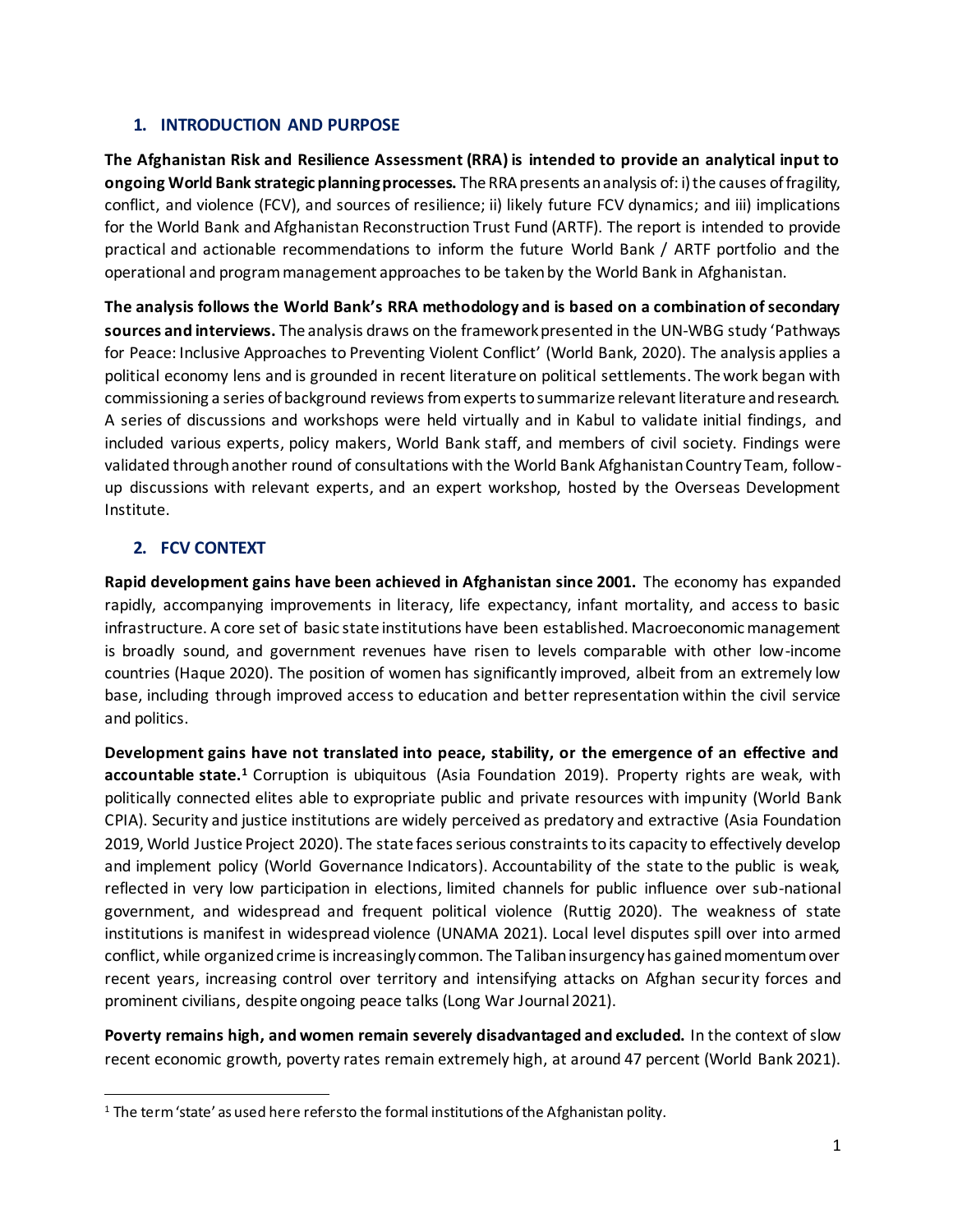## 1. INTRODUCTION AND PURPOSE

**The Afghanistan Risk and Resilience Assessment (RRA) is intended to provide an analytical input to ongoing World Bank strategic planning processes.** The RRA presents an analysis of: i) the causes of fragility, conflict, and violence (FCV), and sources of resilience; ii) likely future FCV dynamics; and iii) implications for the World Bank and Afghanistan Reconstruction Trust Fund (ARTF). The report is intended to provide practical and actionable recommendations to inform the future World Bank / ARTF portfolio and the operational and program management approaches to be taken by the World Bank in Afghanistan.

**The analysis follows the World Bank's RRA methodology and is based on a combination of secondary sources and interviews.** The analysis draws on the framework presented in the UN-WBG study 'Pathways for Peace: Inclusive Approaches to Preventing Violent Conflict' (World Bank, 2020). The analysis applies a political economy lens and is grounded in recent literature on political settlements. The work began with commissioning a series of background reviews from experts to summarize relevant literature and research. A series of discussions and workshops were held virtually and in Kabul to validate initial findings, and included various experts, policy makers, World Bank staff, and members of civil society. Findings were validated through another round of consultations with the World Bank Afghanistan Country Team, follow-up discussions with relevant experts, and an expert workshop, hosted by the Overseas Development Institute.

## 2. FCV CONTEXT

**Rapid development gains have been achieved in Afghanistan since 2001.** The economy has expanded rapidly, accompanying improvements in literacy, life expectancy, infant mortality, and access to basic infrastructure. A core set of basic state institutions have been established. Macroeconomic management is broadly sound, and government revenues have risen to levels comparable with other low-income countries (Haque 2020). The position of women has significantly improved, albeit from an extremely low base, including through improved access to education and better representation within the civil service and politics.

**Development gains have not translated into peace, stability, or the emergence of an effective and accountable state.**[1] Corruption is ubiquitous (Asia Foundation 2019). Property rights are weak, with politically connected elites able to expropriate public and private resources with impunity (World Bank CPIA). Security and justice institutions are widely perceived as predatory and extractive (Asia Foundation 2019, World Justice Project 2020). The state faces serious constraints to its capacity to effectively develop and implement policy (World Governance Indicators). Accountability of the state to the public is weak, reflected in very low participation in elections, limited channels for public influence over sub-national government, and widespread and frequent political violence (Ruttig 2020). The weakness of state institutions is manifest in widespread violence (UNAMA 2021). Local level disputes spill over into armed conflict, while organized crime is increasingly common. The Taliban insurgency has gained momentum over recent years, increasing control over territory and intensifying attacks on Afghan security forces and prominent civilians, despite ongoing peace talks (Long War Journal 2021).

**Poverty remains high, and women remain severely disadvantaged and excluded.** In the context of slow recent economic growth, poverty rates remain extremely high, at around 47 percent (World Bank 2021).

[1] The term 'state' as used here refers to the formal institutions of the Afghanistan polity.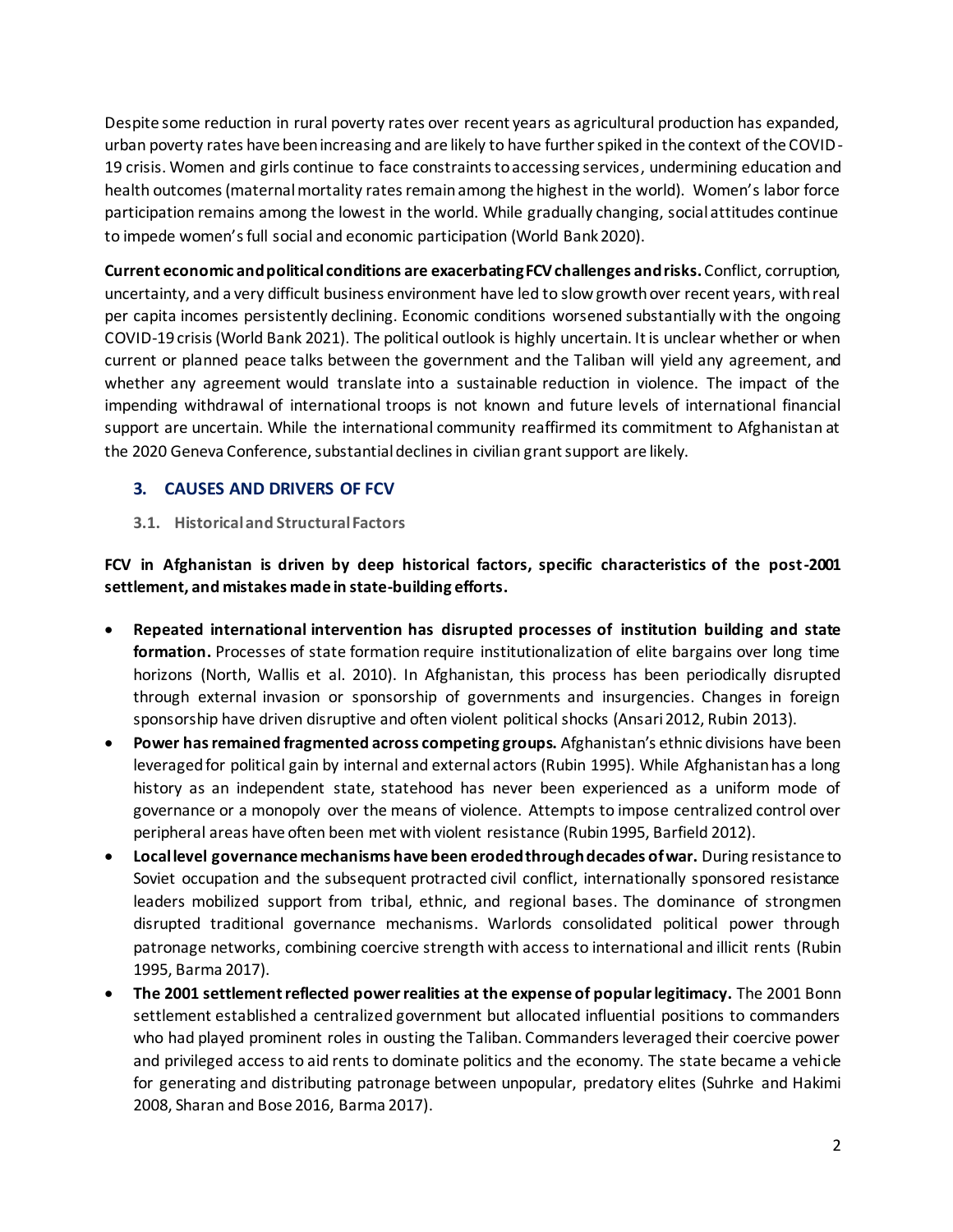Despite some reduction in rural poverty rates over recent years as agricultural production has expanded, urban poverty rates have been increasing and are likely to have further spiked in the context of the COVID-19 crisis. Women and girls continue to face constraints to accessing services, undermining education and health outcomes (maternal mortality rates remain among the highest in the world). Women's labor force participation remains among the lowest in the world. While gradually changing, social attitudes continue to impede women's full social and economic participation (World Bank 2020).

**Current economic and political conditions are exacerbating FCV challenges and risks.** Conflict, corruption, uncertainty, and a very difficult business environment have led to slow growth over recent years, with real per capita incomes persistently declining. Economic conditions worsened substantially with the ongoing COVID-19 crisis (World Bank 2021). The political outlook is highly uncertain. It is unclear whether or when current or planned peace talks between the government and the Taliban will yield any agreement, and whether any agreement would translate into a sustainable reduction in violence. The impact of the impending withdrawal of international troops is not known and future levels of international financial support are uncertain. While the international community reaffirmed its commitment to Afghanistan at the 2020 Geneva Conference, substantial declines in civilian grant support are likely.

## 3. CAUSES AND DRIVERS OF FCV

### 3.1. Historical and Structural Factors

**FCV in Afghanistan is driven by deep historical factors, specific characteristics of the post-2001 settlement, and mistakes made in state-building efforts.**

- **Repeated international intervention has disrupted processes of institution building and state formation.** Processes of state formation require institutionalization of elite bargains over long time horizons (North, Wallis et al. 2010). In Afghanistan, this process has been periodically disrupted through external invasion or sponsorship of governments and insurgencies. Changes in foreign sponsorship have driven disruptive and often violent political shocks (Ansari 2012, Rubin 2013).
- **Power has remained fragmented across competing groups.** Afghanistan's ethnic divisions have been leveraged for political gain by internal and external actors (Rubin 1995). While Afghanistan has a long history as an independent state, statehood has never been experienced as a uniform mode of governance or a monopoly over the means of violence. Attempts to impose centralized control over peripheral areas have often been met with violent resistance (Rubin 1995, Barfield 2012).
- **Local level governance mechanisms have been eroded through decades of war.** During resistance to Soviet occupation and the subsequent protracted civil conflict, internationally sponsored resistance leaders mobilized support from tribal, ethnic, and regional bases. The dominance of strongmen disrupted traditional governance mechanisms. Warlords consolidated political power through patronage networks, combining coercive strength with access to international and illicit rents (Rubin 1995, Barma 2017).
- **The 2001 settlement reflected power realities at the expense of popular legitimacy.** The 2001 Bonn settlement established a centralized government but allocated influential positions to commanders who had played prominent roles in ousting the Taliban. Commanders leveraged their coercive power and privileged access to aid rents to dominate politics and the economy. The state became a vehicle for generating and distributing patronage between unpopular, predatory elites (Suhrke and Hakimi 2008, Sharan and Bose 2016, Barma 2017).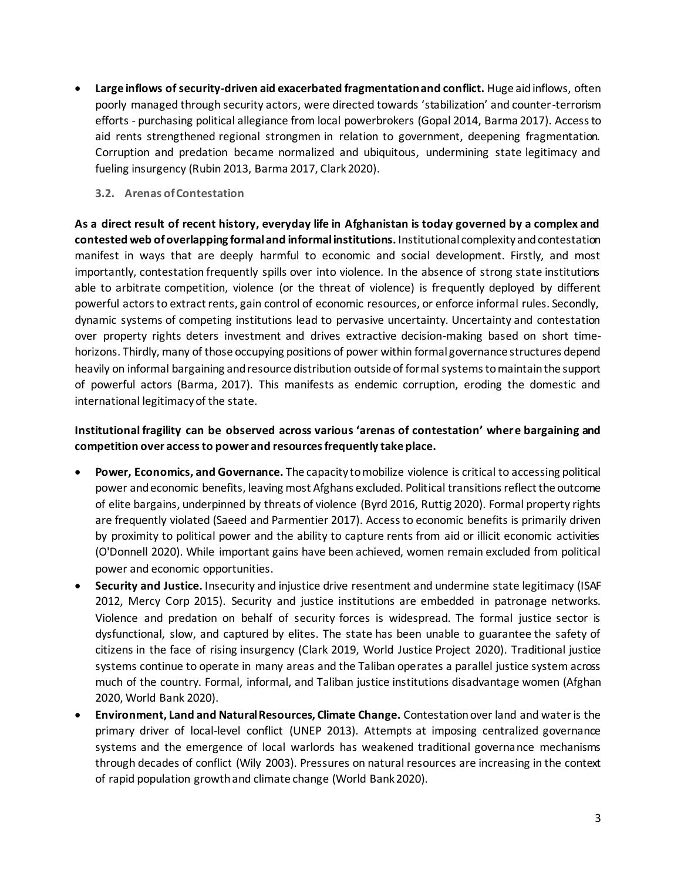- **Large inflows of security-driven aid exacerbated fragmentation and conflict.** Huge aid inflows, often poorly managed through security actors, were directed towards 'stabilization' and counter-terrorism efforts - purchasing political allegiance from local powerbrokers (Gopal 2014, Barma 2017). Access to aid rents strengthened regional strongmen in relation to government, deepening fragmentation. Corruption and predation became normalized and ubiquitous, undermining state legitimacy and fueling insurgency (Rubin 2013, Barma 2017, Clark 2020).

### 3.2. Arenas of Contestation

**As a direct result of recent history, everyday life in Afghanistan is today governed by a complex and contested web of overlapping formal and informal institutions.** Institutional complexity and contestation manifest in ways that are deeply harmful to economic and social development. Firstly, and most importantly, contestation frequently spills over into violence. In the absence of strong state institutions able to arbitrate competition, violence (or the threat of violence) is frequently deployed by different powerful actors to extract rents, gain control of economic resources, or enforce informal rules. Secondly, dynamic systems of competing institutions lead to pervasive uncertainty. Uncertainty and contestation over property rights deters investment and drives extractive decision-making based on short time-horizons. Thirdly, many of those occupying positions of power within formal governance structures depend heavily on informal bargaining and resource distribution outside of formal systems to maintain the support of powerful actors (Barma, 2017). This manifests as endemic corruption, eroding the domestic and international legitimacy of the state.

**Institutional fragility can be observed across various 'arenas of contestation' where bargaining and competition over access to power and resources frequently take place.**

- **Power, Economics, and Governance.** The capacity to mobilize violence is critical to accessing political power and economic benefits, leaving most Afghans excluded. Political transitions reflect the outcome of elite bargains, underpinned by threats of violence (Byrd 2016, Ruttig 2020). Formal property rights are frequently violated (Saeed and Parmentier 2017). Access to economic benefits is primarily driven by proximity to political power and the ability to capture rents from aid or illicit economic activities (O'Donnell 2020). While important gains have been achieved, women remain excluded from political power and economic opportunities.
- **Security and Justice.** Insecurity and injustice drive resentment and undermine state legitimacy (ISAF 2012, Mercy Corp 2015). Security and justice institutions are embedded in patronage networks. Violence and predation on behalf of security forces is widespread. The formal justice sector is dysfunctional, slow, and captured by elites. The state has been unable to guarantee the safety of citizens in the face of rising insurgency (Clark 2019, World Justice Project 2020). Traditional justice systems continue to operate in many areas and the Taliban operates a parallel justice system across much of the country. Formal, informal, and Taliban justice institutions disadvantage women (Afghan 2020, World Bank 2020).
- **Environment, Land and Natural Resources, Climate Change.** Contestation over land and water is the primary driver of local-level conflict (UNEP 2013). Attempts at imposing centralized governance systems and the emergence of local warlords has weakened traditional governance mechanisms through decades of conflict (Wily 2003). Pressures on natural resources are increasing in the context of rapid population growth and climate change (World Bank 2020).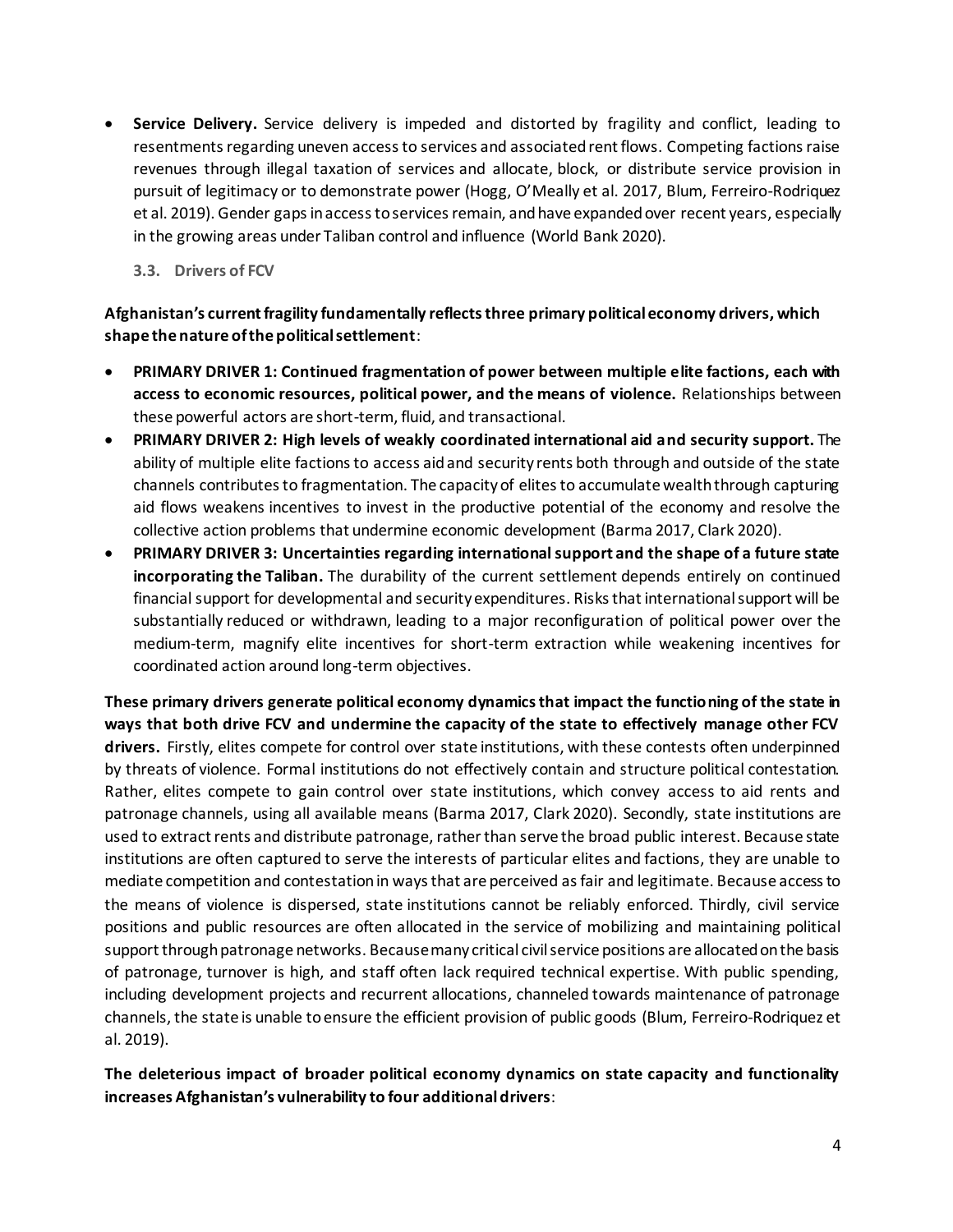- **Service Delivery.** Service delivery is impeded and distorted by fragility and conflict, leading to resentments regarding uneven access to services and associated rent flows. Competing factions raise revenues through illegal taxation of services and allocate, block, or distribute service provision in pursuit of legitimacy or to demonstrate power (Hogg, O'Meally et al. 2017, Blum, Ferreiro-Rodriquez et al. 2019). Gender gaps in access to services remain, and have expanded over recent years, especially in the growing areas under Taliban control and influence (World Bank 2020).

### 3.3. Drivers of FCV

**Afghanistan's current fragility fundamentally reflects three primary political economy drivers, which shape the nature of the political settlement**:

- **PRIMARY DRIVER 1: Continued fragmentation of power between multiple elite factions, each with access to economic resources, political power, and the means of violence.** Relationships between these powerful actors are short-term, fluid, and transactional.
- **PRIMARY DRIVER 2: High levels of weakly coordinated international aid and security support.** The ability of multiple elite factions to access aid and security rents both through and outside of the state channels contributes to fragmentation. The capacity of elites to accumulate wealth through capturing aid flows weakens incentives to invest in the productive potential of the economy and resolve the collective action problems that undermine economic development (Barma 2017, Clark 2020).
- **PRIMARY DRIVER 3: Uncertainties regarding international support and the shape of a future state incorporating the Taliban.** The durability of the current settlement depends entirely on continued financial support for developmental and security expenditures. Risks that international support will be substantially reduced or withdrawn, leading to a major reconfiguration of political power over the medium-term, magnify elite incentives for short-term extraction while weakening incentives for coordinated action around long-term objectives.

**These primary drivers generate political economy dynamics that impact the functioning of the state in ways that both drive FCV and undermine the capacity of the state to effectively manage other FCV drivers.** Firstly, elites compete for control over state institutions, with these contests often underpinned by threats of violence. Formal institutions do not effectively contain and structure political contestation. Rather, elites compete to gain control over state institutions, which convey access to aid rents and patronage channels, using all available means (Barma 2017, Clark 2020). Secondly, state institutions are used to extract rents and distribute patronage, rather than serve the broad public interest. Because state institutions are often captured to serve the interests of particular elites and factions, they are unable to mediate competition and contestation in ways that are perceived as fair and legitimate. Because access to the means of violence is dispersed, state institutions cannot be reliably enforced. Thirdly, civil service positions and public resources are often allocated in the service of mobilizing and maintaining political support through patronage networks. Because many critical civil service positions are allocated on the basis of patronage, turnover is high, and staff often lack required technical expertise. With public spending, including development projects and recurrent allocations, channeled towards maintenance of patronage channels, the state is unable to ensure the efficient provision of public goods (Blum, Ferreiro-Rodriquez et al. 2019).

**The deleterious impact of broader political economy dynamics on state capacity and functionality increases Afghanistan's vulnerability to four additional drivers**: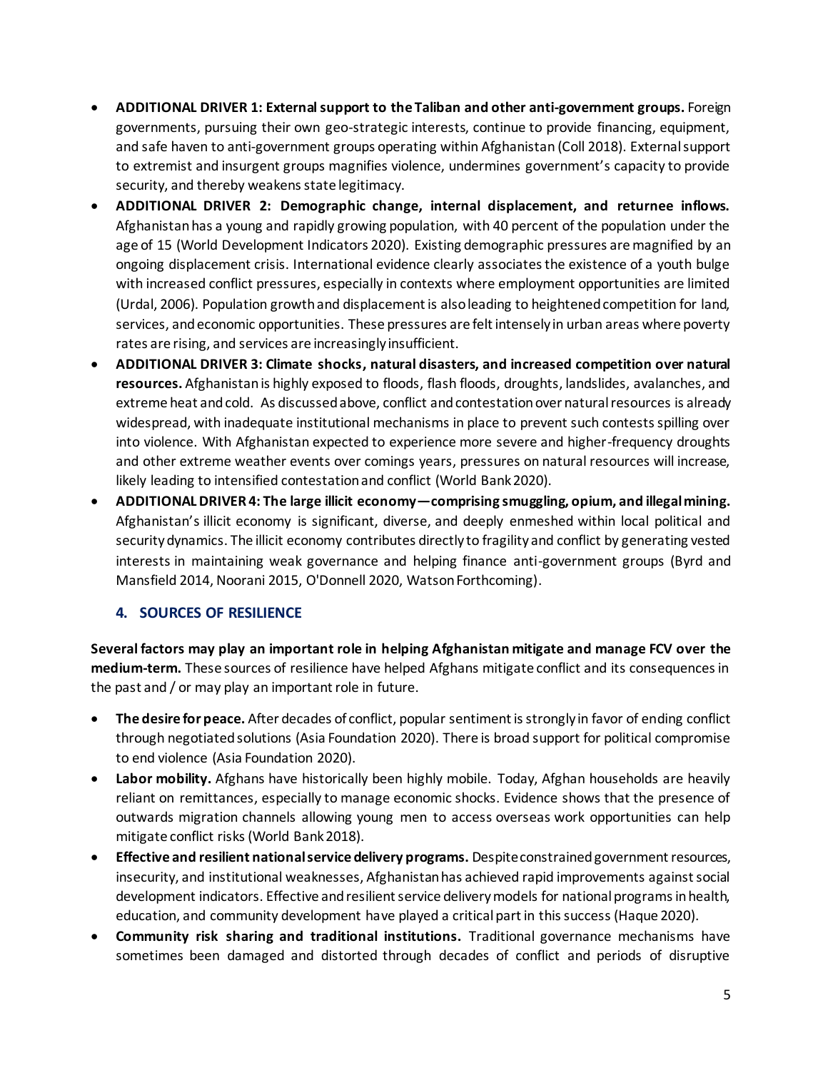- **ADDITIONAL DRIVER 1: External support to the Taliban and other anti-government groups.** Foreign governments, pursuing their own geo-strategic interests, continue to provide financing, equipment, and safe haven to anti-government groups operating within Afghanistan (Coll 2018). External support to extremist and insurgent groups magnifies violence, undermines government's capacity to provide security, and thereby weakens state legitimacy.
- **ADDITIONAL DRIVER 2: Demographic change, internal displacement, and returnee inflows.** Afghanistan has a young and rapidly growing population, with 40 percent of the population under the age of 15 (World Development Indicators 2020). Existing demographic pressures are magnified by an ongoing displacement crisis. International evidence clearly associates the existence of a youth bulge with increased conflict pressures, especially in contexts where employment opportunities are limited (Urdal, 2006). Population growth and displacement is also leading to heightened competition for land, services, and economic opportunities. These pressures are felt intensely in urban areas where poverty rates are rising, and services are increasingly insufficient.
- **ADDITIONAL DRIVER 3: Climate shocks, natural disasters, and increased competition over natural resources.** Afghanistan is highly exposed to floods, flash floods, droughts, landslides, avalanches, and extreme heat and cold. As discussed above, conflict and contestation over natural resources is already widespread, with inadequate institutional mechanisms in place to prevent such contests spilling over into violence. With Afghanistan expected to experience more severe and higher-frequency droughts and other extreme weather events over comings years, pressures on natural resources will increase, likely leading to intensified contestation and conflict (World Bank 2020).
- **ADDITIONAL DRIVER 4: The large illicit economy—comprising smuggling, opium, and illegal mining.** Afghanistan's illicit economy is significant, diverse, and deeply enmeshed within local political and security dynamics. The illicit economy contributes directly to fragility and conflict by generating vested interests in maintaining weak governance and helping finance anti-government groups (Byrd and Mansfield 2014, Noorani 2015, O'Donnell 2020, Watson Forthcoming).

## 4. SOURCES OF RESILIENCE

**Several factors may play an important role in helping Afghanistan mitigate and manage FCV over the medium-term.** These sources of resilience have helped Afghans mitigate conflict and its consequences in the past and / or may play an important role in future.

- **The desire for peace.** After decades of conflict, popular sentiment is strongly in favor of ending conflict through negotiated solutions (Asia Foundation 2020). There is broad support for political compromise to end violence (Asia Foundation 2020).
- **Labor mobility.** Afghans have historically been highly mobile. Today, Afghan households are heavily reliant on remittances, especially to manage economic shocks. Evidence shows that the presence of outwards migration channels allowing young men to access overseas work opportunities can help mitigate conflict risks (World Bank 2018).
- **Effective and resilient national service delivery programs.** Despite constrained government resources, insecurity, and institutional weaknesses, Afghanistan has achieved rapid improvements against social development indicators. Effective and resilient service delivery models for national programs in health, education, and community development have played a critical part in this success (Haque 2020).
- **Community risk sharing and traditional institutions.** Traditional governance mechanisms have sometimes been damaged and distorted through decades of conflict and periods of disruptive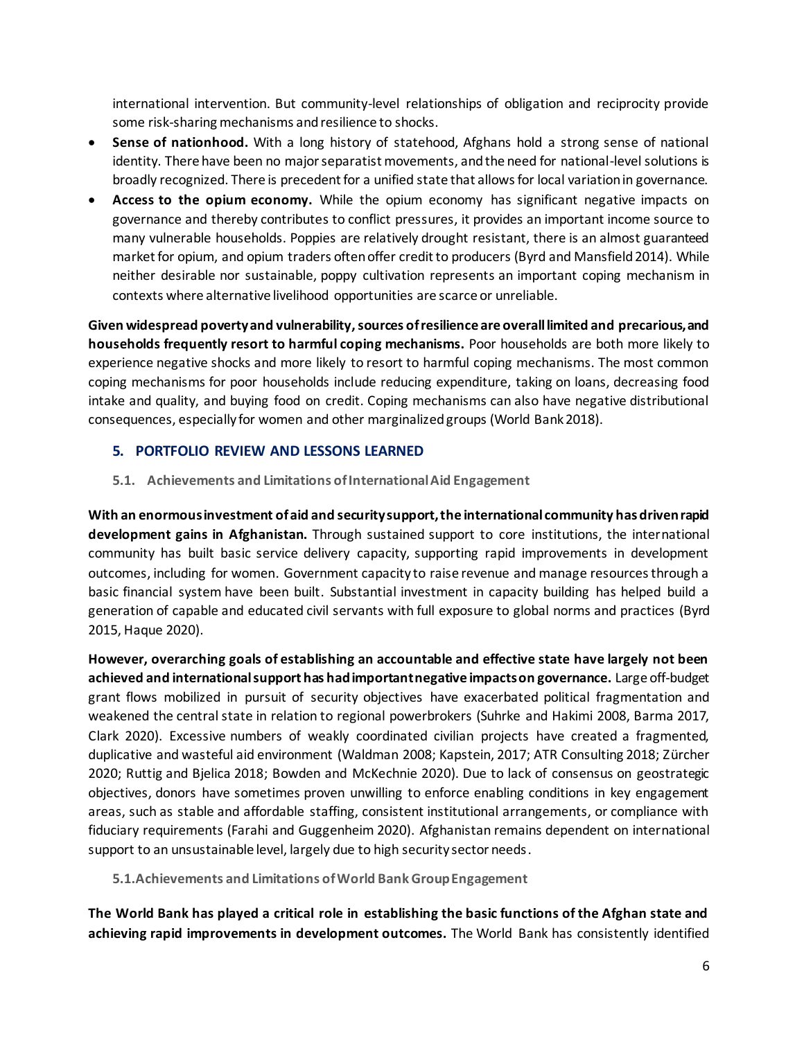international intervention. But community-level relationships of obligation and reciprocity provide some risk-sharing mechanisms and resilience to shocks.

- **Sense of nationhood.** With a long history of statehood, Afghans hold a strong sense of national identity. There have been no major separatist movements, and the need for national-level solutions is broadly recognized. There is precedent for a unified state that allows for local variation in governance.
- **Access to the opium economy.** While the opium economy has significant negative impacts on governance and thereby contributes to conflict pressures, it provides an important income source to many vulnerable households. Poppies are relatively drought resistant, there is an almost guaranteed market for opium, and opium traders often offer credit to producers (Byrd and Mansfield 2014). While neither desirable nor sustainable, poppy cultivation represents an important coping mechanism in contexts where alternative livelihood opportunities are scarce or unreliable.

**Given widespread poverty and vulnerability, sources of resilience are overall limited and precarious, and households frequently resort to harmful coping mechanisms.** Poor households are both more likely to experience negative shocks and more likely to resort to harmful coping mechanisms. The most common coping mechanisms for poor households include reducing expenditure, taking on loans, decreasing food intake and quality, and buying food on credit. Coping mechanisms can also have negative distributional consequences, especially for women and other marginalized groups (World Bank 2018).

## 5. PORTFOLIO REVIEW AND LESSONS LEARNED

### 5.1. Achievements and Limitations of International Aid Engagement

**With an enormous investment of aid and security support, the international community has driven rapid development gains in Afghanistan.** Through sustained support to core institutions, the international community has built basic service delivery capacity, supporting rapid improvements in development outcomes, including for women. Government capacity to raise revenue and manage resources through a basic financial system have been built. Substantial investment in capacity building has helped build a generation of capable and educated civil servants with full exposure to global norms and practices (Byrd 2015, Haque 2020).

**However, overarching goals of establishing an accountable and effective state have largely not been achieved and international support has had important negative impacts on governance.** Large off-budget grant flows mobilized in pursuit of security objectives have exacerbated political fragmentation and weakened the central state in relation to regional powerbrokers (Suhrke and Hakimi 2008, Barma 2017, Clark 2020). Excessive numbers of weakly coordinated civilian projects have created a fragmented, duplicative and wasteful aid environment (Waldman 2008; Kapstein, 2017; ATR Consulting 2018; Zürcher 2020; Ruttig and Bjelica 2018; Bowden and McKechnie 2020). Due to lack of consensus on geostrategic objectives, donors have sometimes proven unwilling to enforce enabling conditions in key engagement areas, such as stable and affordable staffing, consistent institutional arrangements, or compliance with fiduciary requirements (Farahi and Guggenheim 2020). Afghanistan remains dependent on international support to an unsustainable level, largely due to high security sector needs.

### 5.1. Achievements and Limitations of World Bank Group Engagement

**The World Bank has played a critical role in establishing the basic functions of the Afghan state and achieving rapid improvements in development outcomes.** The World Bank has consistently identified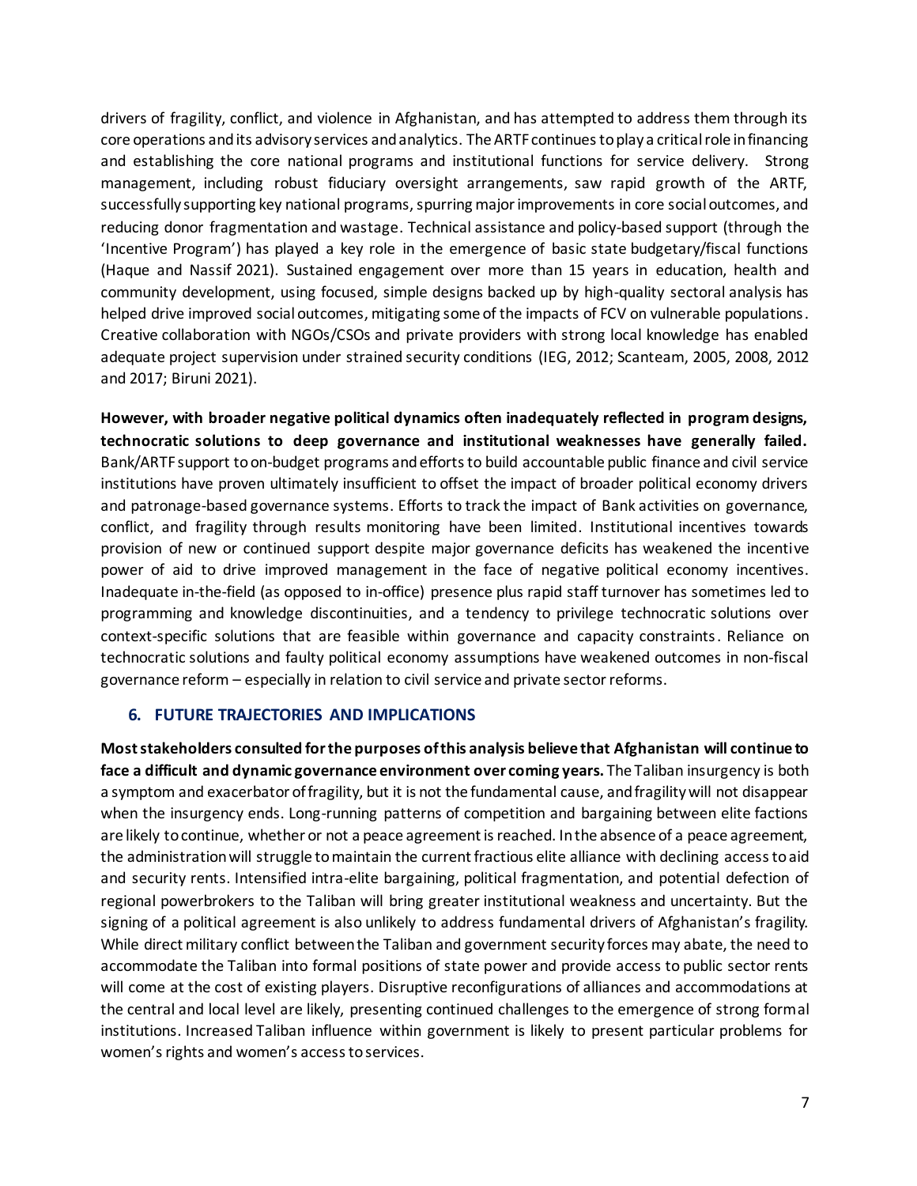drivers of fragility, conflict, and violence in Afghanistan, and has attempted to address them through its core operations and its advisory services and analytics. The ARTF continues to play a critical role in financing and establishing the core national programs and institutional functions for service delivery. Strong management, including robust fiduciary oversight arrangements, saw rapid growth of the ARTF, successfully supporting key national programs, spurring major improvements in core social outcomes, and reducing donor fragmentation and wastage. Technical assistance and policy-based support (through the 'Incentive Program') has played a key role in the emergence of basic state budgetary/fiscal functions (Haque and Nassif 2021). Sustained engagement over more than 15 years in education, health and community development, using focused, simple designs backed up by high-quality sectoral analysis has helped drive improved social outcomes, mitigating some of the impacts of FCV on vulnerable populations. Creative collaboration with NGOs/CSOs and private providers with strong local knowledge has enabled adequate project supervision under strained security conditions (IEG, 2012; Scanteam, 2005, 2008, 2012 and 2017; Biruni 2021).

**However, with broader negative political dynamics often inadequately reflected in program designs, technocratic solutions to deep governance and institutional weaknesses have generally failed.** Bank/ARTF support to on-budget programs and efforts to build accountable public finance and civil service institutions have proven ultimately insufficient to offset the impact of broader political economy drivers and patronage-based governance systems. Efforts to track the impact of Bank activities on governance, conflict, and fragility through results monitoring have been limited. Institutional incentives towards provision of new or continued support despite major governance deficits has weakened the incentive power of aid to drive improved management in the face of negative political economy incentives. Inadequate in-the-field (as opposed to in-office) presence plus rapid staff turnover has sometimes led to programming and knowledge discontinuities, and a tendency to privilege technocratic solutions over context-specific solutions that are feasible within governance and capacity constraints. Reliance on technocratic solutions and faulty political economy assumptions have weakened outcomes in non-fiscal governance reform – especially in relation to civil service and private sector reforms.

## 6. FUTURE TRAJECTORIES AND IMPLICATIONS

**Most stakeholders consulted for the purposes of this analysis believe that Afghanistan will continue to face a difficult and dynamic governance environment over coming years.** The Taliban insurgency is both a symptom and exacerbator of fragility, but it is not the fundamental cause, and fragility will not disappear when the insurgency ends. Long-running patterns of competition and bargaining between elite factions are likely to continue, whether or not a peace agreement is reached. In the absence of a peace agreement, the administration will struggle to maintain the current fractious elite alliance with declining access to aid and security rents. Intensified intra-elite bargaining, political fragmentation, and potential defection of regional powerbrokers to the Taliban will bring greater institutional weakness and uncertainty. But the signing of a political agreement is also unlikely to address fundamental drivers of Afghanistan's fragility. While direct military conflict between the Taliban and government security forces may abate, the need to accommodate the Taliban into formal positions of state power and provide access to public sector rents will come at the cost of existing players. Disruptive reconfigurations of alliances and accommodations at the central and local level are likely, presenting continued challenges to the emergence of strong formal institutions. Increased Taliban influence within government is likely to present particular problems for women's rights and women's access to services.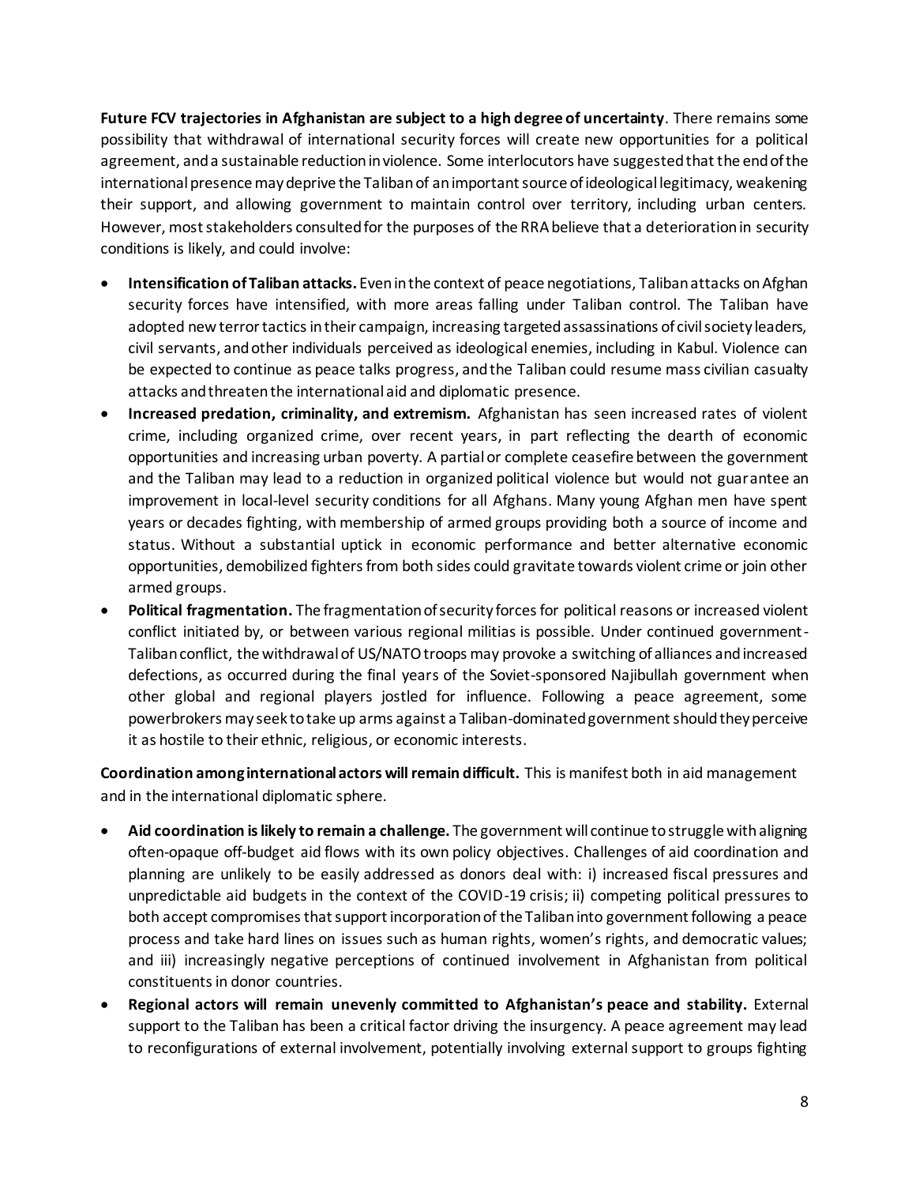**Future FCV trajectories in Afghanistan are subject to a high degree of uncertainty**. There remains some possibility that withdrawal of international security forces will create new opportunities for a political agreement, and a sustainable reduction in violence. Some interlocutors have suggested that the end of the international presence may deprive the Taliban of an important source of ideological legitimacy, weakening their support, and allowing government to maintain control over territory, including urban centers. However, most stakeholders consulted for the purposes of the RRA believe that a deterioration in security conditions is likely, and could involve:

- **Intensification of Taliban attacks.** Even in the context of peace negotiations, Taliban attacks on Afghan security forces have intensified, with more areas falling under Taliban control. The Taliban have adopted new terror tactics in their campaign, increasing targeted assassinations of civil society leaders, civil servants, and other individuals perceived as ideological enemies, including in Kabul. Violence can be expected to continue as peace talks progress, and the Taliban could resume mass civilian casualty attacks and threaten the international aid and diplomatic presence.
- **Increased predation, criminality, and extremism.** Afghanistan has seen increased rates of violent crime, including organized crime, over recent years, in part reflecting the dearth of economic opportunities and increasing urban poverty. A partial or complete ceasefire between the government and the Taliban may lead to a reduction in organized political violence but would not guarantee an improvement in local-level security conditions for all Afghans. Many young Afghan men have spent years or decades fighting, with membership of armed groups providing both a source of income and status. Without a substantial uptick in economic performance and better alternative economic opportunities, demobilized fighters from both sides could gravitate towards violent crime or join other armed groups.
- **Political fragmentation.** The fragmentation of security forces for political reasons or increased violent conflict initiated by, or between various regional militias is possible. Under continued government-Taliban conflict, the withdrawal of US/NATO troops may provoke a switching of alliances and increased defections, as occurred during the final years of the Soviet-sponsored Najibullah government when other global and regional players jostled for influence. Following a peace agreement, some powerbrokers may seek to take up arms against a Taliban-dominated government should they perceive it as hostile to their ethnic, religious, or economic interests.

**Coordination among international actors will remain difficult.** This is manifest both in aid management and in the international diplomatic sphere.

- **Aid coordination is likely to remain a challenge.** The government will continue to struggle with aligning often-opaque off-budget aid flows with its own policy objectives. Challenges of aid coordination and planning are unlikely to be easily addressed as donors deal with: i) increased fiscal pressures and unpredictable aid budgets in the context of the COVID-19 crisis; ii) competing political pressures to both accept compromises that support incorporation of the Taliban into government following a peace process and take hard lines on issues such as human rights, women's rights, and democratic values; and iii) increasingly negative perceptions of continued involvement in Afghanistan from political constituents in donor countries.
- **Regional actors will remain unevenly committed to Afghanistan's peace and stability.** External support to the Taliban has been a critical factor driving the insurgency. A peace agreement may lead to reconfigurations of external involvement, potentially involving external support to groups fighting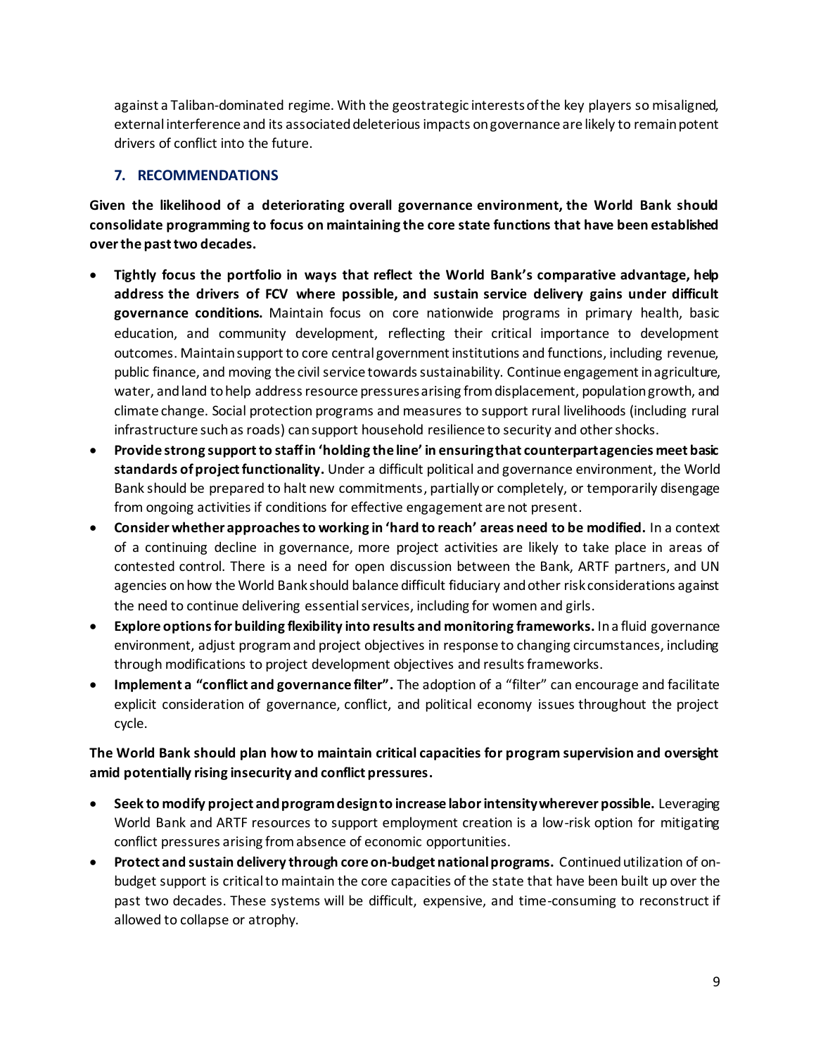against a Taliban-dominated regime. With the geostrategic interests of the key players so misaligned, external interference and its associated deleterious impacts on governance are likely to remain potent drivers of conflict into the future.

## 7. RECOMMENDATIONS

**Given the likelihood of a deteriorating overall governance environment, the World Bank should consolidate programming to focus on maintaining the core state functions that have been established over the past two decades.**

- **Tightly focus the portfolio in ways that reflect the World Bank's comparative advantage, help address the drivers of FCV where possible, and sustain service delivery gains under difficult governance conditions.** Maintain focus on core nationwide programs in primary health, basic education, and community development, reflecting their critical importance to development outcomes. Maintain support to core central government institutions and functions, including revenue, public finance, and moving the civil service towards sustainability. Continue engagement in agriculture, water, and land to help address resource pressures arising from displacement, population growth, and climate change. Social protection programs and measures to support rural livelihoods (including rural infrastructure such as roads) can support household resilience to security and other shocks.
- **Provide strong support to staff in 'holding the line' in ensuring that counterpart agencies meet basic standards of project functionality.** Under a difficult political and governance environment, the World Bank should be prepared to halt new commitments, partially or completely, or temporarily disengage from ongoing activities if conditions for effective engagement are not present.
- **Consider whether approaches to working in 'hard to reach' areas need to be modified.** In a context of a continuing decline in governance, more project activities are likely to take place in areas of contested control. There is a need for open discussion between the Bank, ARTF partners, and UN agencies on how the World Bank should balance difficult fiduciary and other risk considerations against the need to continue delivering essential services, including for women and girls.
- **Explore options for building flexibility into results and monitoring frameworks.** In a fluid governance environment, adjust program and project objectives in response to changing circumstances, including through modifications to project development objectives and results frameworks.
- **Implement a "conflict and governance filter".** The adoption of a "filter" can encourage and facilitate explicit consideration of governance, conflict, and political economy issues throughout the project cycle.

**The World Bank should plan how to maintain critical capacities for program supervision and oversight amid potentially rising insecurity and conflict pressures.**

- **Seek to modify project and program design to increase labor intensity wherever possible.** Leveraging World Bank and ARTF resources to support employment creation is a low-risk option for mitigating conflict pressures arising from absence of economic opportunities.
- **Protect and sustain delivery through core on-budget national programs.** Continued utilization of on-budget support is critical to maintain the core capacities of the state that have been built up over the past two decades. These systems will be difficult, expensive, and time-consuming to reconstruct if allowed to collapse or atrophy.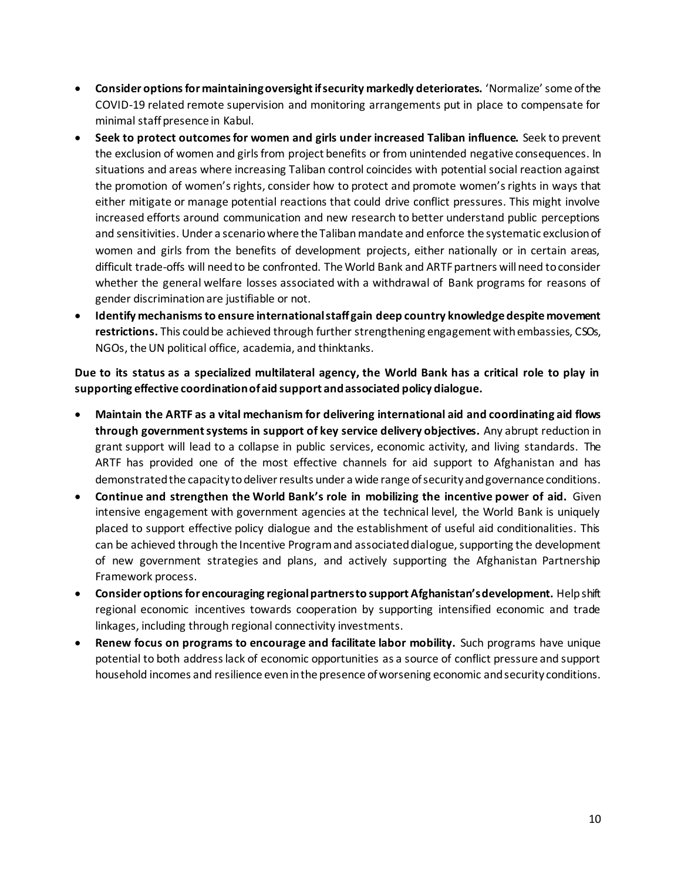- **Consider options for maintaining oversight if security markedly deteriorates.** 'Normalize' some of the COVID-19 related remote supervision and monitoring arrangements put in place to compensate for minimal staff presence in Kabul.
- **Seek to protect outcomes for women and girls under increased Taliban influence.** Seek to prevent the exclusion of women and girls from project benefits or from unintended negative consequences. In situations and areas where increasing Taliban control coincides with potential social reaction against the promotion of women's rights, consider how to protect and promote women's rights in ways that either mitigate or manage potential reactions that could drive conflict pressures. This might involve increased efforts around communication and new research to better understand public perceptions and sensitivities. Under a scenario where the Taliban mandate and enforce the systematic exclusion of women and girls from the benefits of development projects, either nationally or in certain areas, difficult trade-offs will need to be confronted. The World Bank and ARTF partners will need to consider whether the general welfare losses associated with a withdrawal of Bank programs for reasons of gender discrimination are justifiable or not.
- **Identify mechanisms to ensure international staff gain deep country knowledge despite movement restrictions.** This could be achieved through further strengthening engagement with embassies, CSOs, NGOs, the UN political office, academia, and thinktanks.

**Due to its status as a specialized multilateral agency, the World Bank has a critical role to play in supporting effective coordination of aid support and associated policy dialogue.**

- **Maintain the ARTF as a vital mechanism for delivering international aid and coordinating aid flows through government systems in support of key service delivery objectives.** Any abrupt reduction in grant support will lead to a collapse in public services, economic activity, and living standards. The ARTF has provided one of the most effective channels for aid support to Afghanistan and has demonstrated the capacity to deliver results under a wide range of security and governance conditions.
- **Continue and strengthen the World Bank's role in mobilizing the incentive power of aid.** Given intensive engagement with government agencies at the technical level, the World Bank is uniquely placed to support effective policy dialogue and the establishment of useful aid conditionalities. This can be achieved through the Incentive Program and associated dialogue, supporting the development of new government strategies and plans, and actively supporting the Afghanistan Partnership Framework process.
- **Consider options for encouraging regional partners to support Afghanistan's development.** Help shift regional economic incentives towards cooperation by supporting intensified economic and trade linkages, including through regional connectivity investments.
- **Renew focus on programs to encourage and facilitate labor mobility.** Such programs have unique potential to both address lack of economic opportunities as a source of conflict pressure and support household incomes and resilience even in the presence of worsening economic and security conditions.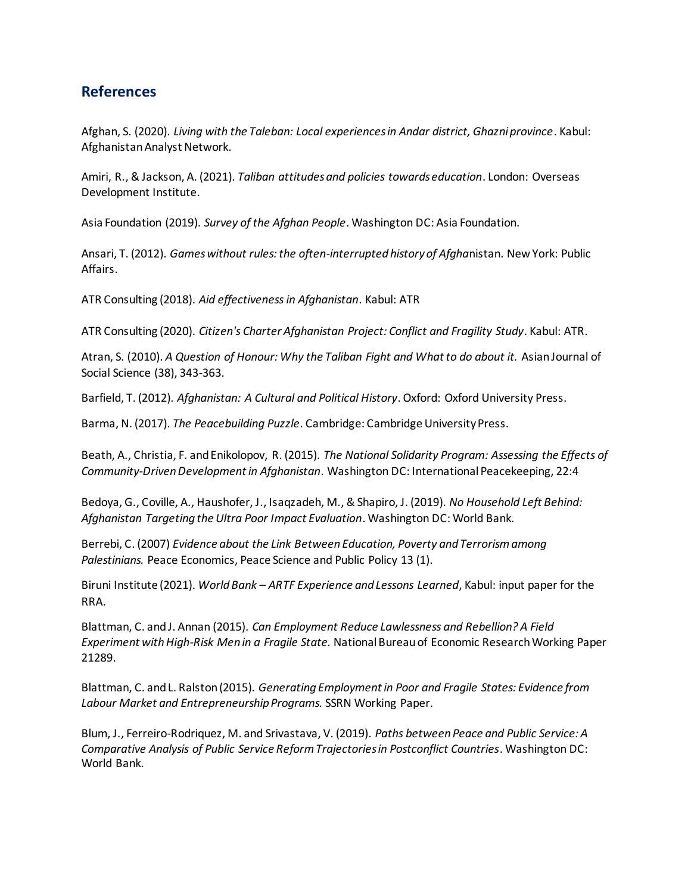## References

Afghan, S. (2020). *Living with the Taleban: Local experiences in Andar district, Ghazni province*. Kabul: Afghanistan Analyst Network.

Amiri, R., & Jackson, A. (2021). *Taliban attitudes and policies towards education*. London: Overseas Development Institute.

Asia Foundation (2019). *Survey of the Afghan People*. Washington DC: Asia Foundation.

Ansari, T. (2012). *Games without rules: the often-interrupted history of Afgha*nistan. New York: Public Affairs.

ATR Consulting (2018). *Aid effectiveness in Afghanistan*. Kabul: ATR

ATR Consulting (2020). *Citizen's Charter Afghanistan Project: Conflict and Fragility Study*. Kabul: ATR.

Atran, S. (2010). *A Question of Honour: Why the Taliban Fight and What to do about it.* Asian Journal of Social Science (38), 343-363.

Barfield, T. (2012). *Afghanistan: A Cultural and Political History*. Oxford: Oxford University Press.

Barma, N. (2017). *The Peacebuilding Puzzle*. Cambridge: Cambridge University Press.

Beath, A., Christia, F. and Enikolopov, R. (2015). *The National Solidarity Program: Assessing the Effects of Community-Driven Development in Afghanistan*. Washington DC: International Peacekeeping, 22:4

Bedoya, G., Coville, A., Haushofer, J., Isaqzadeh, M., & Shapiro, J. (2019). *No Household Left Behind: Afghanistan Targeting the Ultra Poor Impact Evaluation*. Washington DC: World Bank.

Berrebi, C. (2007) *Evidence about the Link Between Education, Poverty and Terrorism among Palestinians.* Peace Economics, Peace Science and Public Policy 13 (1).

Biruni Institute (2021). *World Bank – ARTF Experience and Lessons Learned*, Kabul: input paper for the RRA.

Blattman, C. and J. Annan (2015). *Can Employment Reduce Lawlessness and Rebellion? A Field Experiment with High-Risk Men in a Fragile State.* National Bureau of Economic Research Working Paper 21289.

Blattman, C. and L. Ralston (2015). *Generating Employment in Poor and Fragile States: Evidence from Labour Market and Entrepreneurship Programs.* SSRN Working Paper.

Blum, J., Ferreiro-Rodriquez, M. and Srivastava, V. (2019). *Paths between Peace and Public Service: A Comparative Analysis of Public Service Reform Trajectories in Postconflict Countries*. Washington DC: World Bank.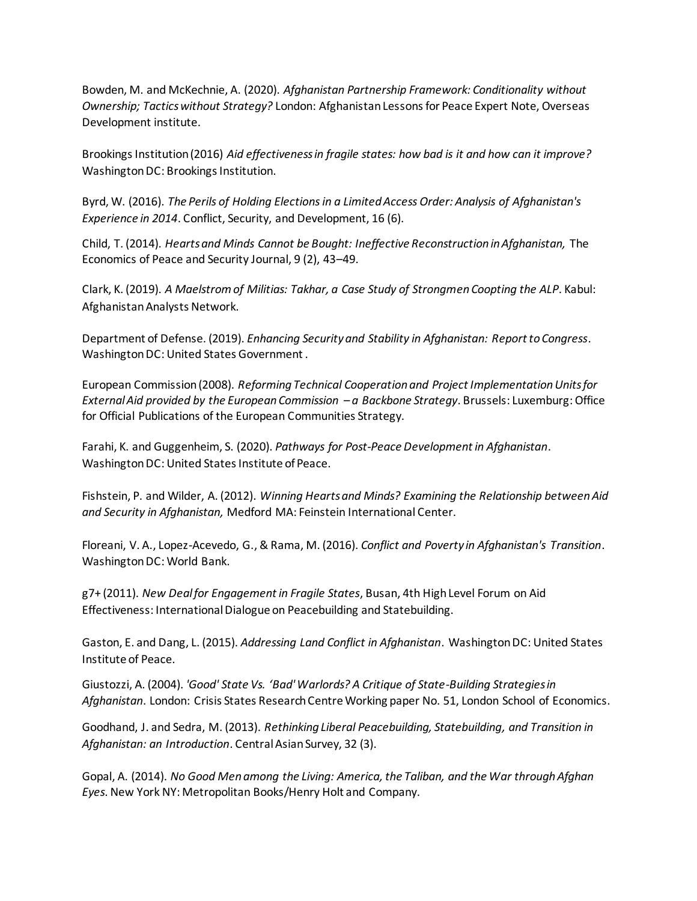Bowden, M. and McKechnie, A. (2020). *Afghanistan Partnership Framework: Conditionality without Ownership; Tactics without Strategy?* London: Afghanistan Lessons for Peace Expert Note, Overseas Development institute.

Brookings Institution (2016) *Aid effectiveness in fragile states: how bad is it and how can it improve?* Washington DC: Brookings Institution.

Byrd, W. (2016). *The Perils of Holding Elections in a Limited Access Order: Analysis of Afghanistan's Experience in 2014*. Conflict, Security, and Development, 16 (6).

Child, T. (2014). *Hearts and Minds Cannot be Bought: Ineffective Reconstruction in Afghanistan,* The Economics of Peace and Security Journal, 9 (2), 43–49.

Clark, K. (2019). *A Maelstrom of Militias: Takhar, a Case Study of Strongmen Coopting the ALP*. Kabul: Afghanistan Analysts Network.

Department of Defense. (2019). *Enhancing Security and Stability in Afghanistan: Report to Congress*. Washington DC: United States Government.

European Commission (2008). *Reforming Technical Cooperation and Project Implementation Units for External Aid provided by the European Commission – a Backbone Strategy*. Brussels: Luxemburg: Office for Official Publications of the European Communities Strategy.

Farahi, K. and Guggenheim, S. (2020). *Pathways for Post-Peace Development in Afghanistan*. Washington DC: United States Institute of Peace.

Fishstein, P. and Wilder, A. (2012). *Winning Hearts and Minds? Examining the Relationship between Aid and Security in Afghanistan,* Medford MA: Feinstein International Center.

Floreani, V. A., Lopez-Acevedo, G., & Rama, M. (2016). *Conflict and Poverty in Afghanistan's Transition*. Washington DC: World Bank.

g7+ (2011). *New Deal for Engagement in Fragile States*, Busan, 4th High Level Forum on Aid Effectiveness: International Dialogue on Peacebuilding and Statebuilding.

Gaston, E. and Dang, L. (2015). *Addressing Land Conflict in Afghanistan*. Washington DC: United States Institute of Peace.

Giustozzi, A. (2004). *'Good' State Vs. 'Bad' Warlords? A Critique of State-Building Strategies in Afghanistan*. London: Crisis States Research Centre Working paper No. 51, London School of Economics.

Goodhand, J. and Sedra, M. (2013). *Rethinking Liberal Peacebuilding, Statebuilding, and Transition in Afghanistan: an Introduction*. Central Asian Survey, 32 (3).

Gopal, A. (2014). *No Good Men among the Living: America, the Taliban, and the War through Afghan Eyes*. New York NY: Metropolitan Books/Henry Holt and Company.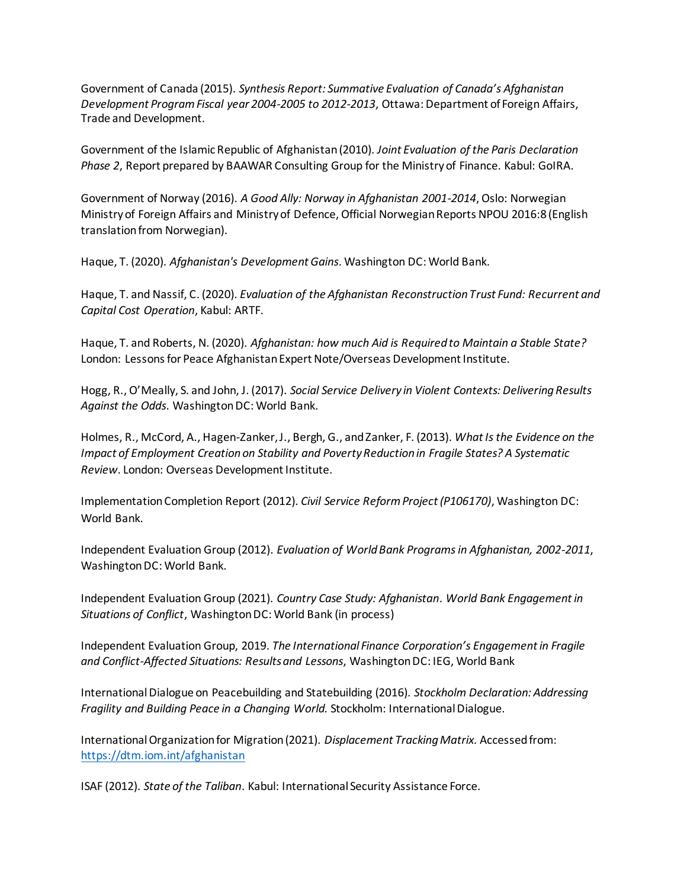Government of Canada (2015). *Synthesis Report: Summative Evaluation of Canada's Afghanistan Development Program Fiscal year 2004-2005 to 2012-2013*, Ottawa: Department of Foreign Affairs, Trade and Development.

Government of the Islamic Republic of Afghanistan (2010). *Joint Evaluation of the Paris Declaration Phase 2*, Report prepared by BAAWAR Consulting Group for the Ministry of Finance. Kabul: GoIRA.

Government of Norway (2016). *A Good Ally: Norway in Afghanistan 2001-2014*, Oslo: Norwegian Ministry of Foreign Affairs and Ministry of Defence, Official Norwegian Reports NPOU 2016:8 (English translation from Norwegian).

Haque, T. (2020). *Afghanistan's Development Gains*. Washington DC: World Bank.

Haque, T. and Nassif, C. (2020). *Evaluation of the Afghanistan Reconstruction Trust Fund: Recurrent and Capital Cost Operation*, Kabul: ARTF.

Haque, T. and Roberts, N. (2020). *Afghanistan: how much Aid is Required to Maintain a Stable State?* London: Lessons for Peace Afghanistan Expert Note/Overseas Development Institute.

Hogg, R., O'Meally, S. and John, J. (2017). *Social Service Delivery in Violent Contexts: Delivering Results Against the Odds*. Washington DC: World Bank.

Holmes, R., McCord, A., Hagen-Zanker, J., Bergh, G., and Zanker, F. (2013). *What Is the Evidence on the Impact of Employment Creation on Stability and Poverty Reduction in Fragile States? A Systematic Review*. London: Overseas Development Institute.

Implementation Completion Report (2012). *Civil Service Reform Project (P106170)*, Washington DC: World Bank.

Independent Evaluation Group (2012). *Evaluation of World Bank Programs in Afghanistan, 2002-2011*, Washington DC: World Bank.

Independent Evaluation Group (2021). *Country Case Study: Afghanistan*. *World Bank Engagement in Situations of Conflict*, Washington DC: World Bank (in process)

Independent Evaluation Group, 2019. *The International Finance Corporation's Engagement in Fragile and Conflict-Affected Situations: Results and Lessons*, Washington DC: IEG, World Bank

International Dialogue on Peacebuilding and Statebuilding (2016). *Stockholm Declaration: Addressing Fragility and Building Peace in a Changing World.* Stockholm: International Dialogue.

International Organization for Migration (2021). *Displacement Tracking Matrix.* Accessed from: https://dtm.iom.int/afghanistan

ISAF (2012). *State of the Taliban*. Kabul: International Security Assistance Force.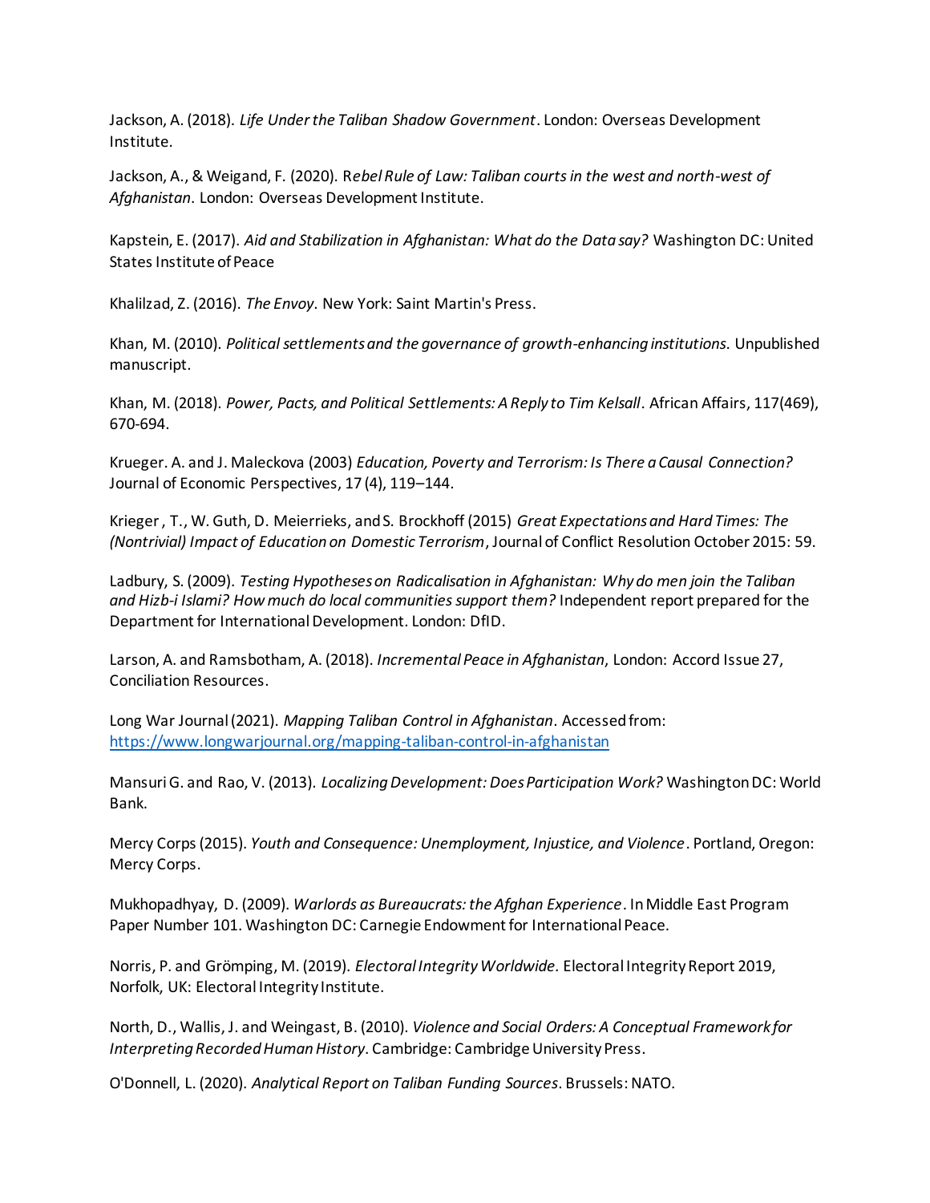Jackson, A. (2018). *Life Under the Taliban Shadow Government*. London: Overseas Development Institute.

Jackson, A., & Weigand, F. (2020). R*ebel Rule of Law: Taliban courts in the west and north-west of Afghanistan*. London: Overseas Development Institute.

Kapstein, E. (2017). *Aid and Stabilization in Afghanistan: What do the Data say?* Washington DC: United States Institute of Peace

Khalilzad, Z. (2016). *The Envoy*. New York: Saint Martin's Press.

Khan, M. (2010). *Political settlements and the governance of growth-enhancing institutions*. Unpublished manuscript.

Khan, M. (2018). *Power, Pacts, and Political Settlements: A Reply to Tim Kelsall*. African Affairs, 117(469), 670-694.

Krueger. A. and J. Maleckova (2003) *Education, Poverty and Terrorism: Is There a Causal Connection?* Journal of Economic Perspectives, 17 (4), 119–144.

Krieger , T., W. Guth, D. Meierrieks, and S. Brockhoff (2015) *Great Expectations and Hard Times: The (Nontrivial) Impact of Education on Domestic Terrorism*, Journal of Conflict Resolution October 2015: 59.

Ladbury, S. (2009). *Testing Hypotheses on Radicalisation in Afghanistan: Why do men join the Taliban and Hizb-i Islami? How much do local communities support them?* Independent report prepared for the Department for International Development. London: DfID.

Larson, A. and Ramsbotham, A. (2018). *Incremental Peace in Afghanistan*, London: Accord Issue 27, Conciliation Resources.

Long War Journal (2021). *Mapping Taliban Control in Afghanistan*. Accessed from: https://www.longwarjournal.org/mapping-taliban-control-in-afghanistan

Mansuri G. and Rao, V. (2013). *Localizing Development: Does Participation Work?* Washington DC: World Bank.

Mercy Corps (2015). *Youth and Consequence: Unemployment, Injustice, and Violence*. Portland, Oregon: Mercy Corps.

Mukhopadhyay, D. (2009). *Warlords as Bureaucrats: the Afghan Experience*. In Middle East Program Paper Number 101. Washington DC: Carnegie Endowment for International Peace.

Norris, P. and Grömping, M. (2019). *Electoral Integrity Worldwide.* Electoral Integrity Report 2019, Norfolk, UK: Electoral Integrity Institute.

North, D., Wallis, J. and Weingast, B. (2010). *Violence and Social Orders: A Conceptual Framework for Interpreting Recorded Human History*. Cambridge: Cambridge University Press.

O'Donnell, L. (2020). *Analytical Report on Taliban Funding Sources*. Brussels: NATO.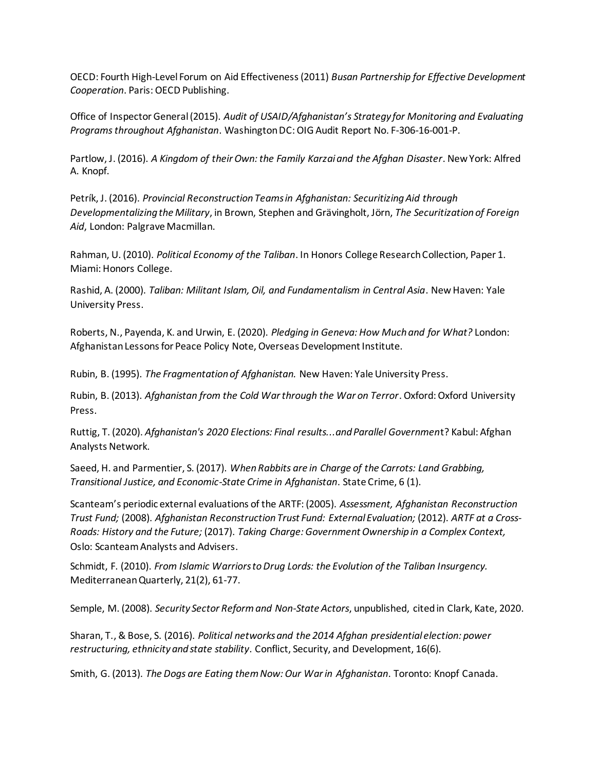OECD: Fourth High-Level Forum on Aid Effectiveness (2011) *Busan Partnership for Effective Development Cooperation*. Paris: OECD Publishing.

Office of Inspector General (2015). *Audit of USAID/Afghanistan's Strategy for Monitoring and Evaluating Programs throughout Afghanistan*. Washington DC: OIG Audit Report No. F-306-16-001-P.

Partlow, J. (2016). *A Kingdom of their Own: the Family Karzai and the Afghan Disaster*. New York: Alfred A. Knopf.

Petrík, J. (2016). *Provincial Reconstruction Teams in Afghanistan: Securitizing Aid through Developmentalizing the Military*, in Brown, Stephen and Grävingholt, Jörn, *The Securitization of Foreign Aid*, London: Palgrave Macmillan.

Rahman, U. (2010). *Political Economy of the Taliban*. In Honors College Research Collection, Paper 1. Miami: Honors College.

Rashid, A. (2000). *Taliban: Militant Islam, Oil, and Fundamentalism in Central Asia*. New Haven: Yale University Press.

Roberts, N., Payenda, K. and Urwin, E. (2020). *Pledging in Geneva: How Much and for What?* London: Afghanistan Lessons for Peace Policy Note, Overseas Development Institute.

Rubin, B. (1995). *The Fragmentation of Afghanistan.* New Haven: Yale University Press.

Rubin, B. (2013). *Afghanistan from the Cold War through the War on Terror*. Oxford: Oxford University Press.

Ruttig, T. (2020). *Afghanistan's 2020 Elections: Final results...and Parallel Government*? Kabul: Afghan Analysts Network.

Saeed, H. and Parmentier, S. (2017). *When Rabbits are in Charge of the Carrots: Land Grabbing, Transitional Justice, and Economic-State Crime in Afghanistan*. State Crime, 6 (1).

Scanteam's periodic external evaluations of the ARTF: (2005). *Assessment, Afghanistan Reconstruction Trust Fund;* (2008). *Afghanistan Reconstruction Trust Fund: External Evaluation;* (2012). *ARTF at a Cross-Roads: History and the Future;* (2017). *Taking Charge: Government Ownership in a Complex Context,* Oslo: Scanteam Analysts and Advisers.

Schmidt, F. (2010). *From Islamic Warriors to Drug Lords: the Evolution of the Taliban Insurgency.* Mediterranean Quarterly, 21(2), 61-77.

Semple, M. (2008). *Security Sector Reform and Non-State Actors*, unpublished, cited in Clark, Kate, 2020.

Sharan, T., & Bose, S. (2016). *Political networks and the 2014 Afghan presidential election: power restructuring, ethnicity and state stability*. Conflict, Security, and Development, 16(6).

Smith, G. (2013). *The Dogs are Eating them Now: Our War in Afghanistan*. Toronto: Knopf Canada.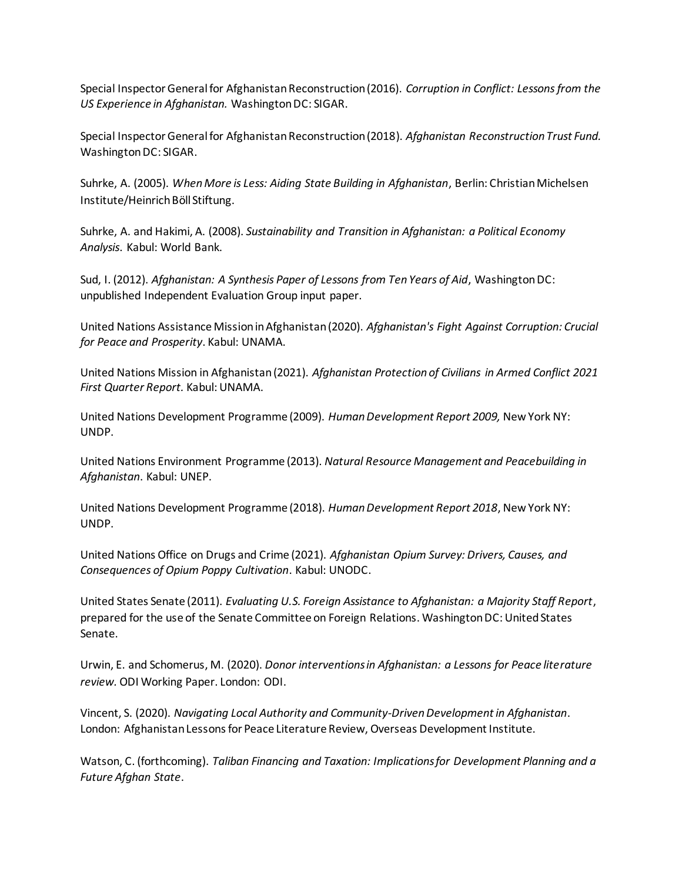Special Inspector General for Afghanistan Reconstruction (2016). *Corruption in Conflict: Lessons from the US Experience in Afghanistan.* Washington DC: SIGAR.

Special Inspector General for Afghanistan Reconstruction (2018). *Afghanistan Reconstruction Trust Fund.* Washington DC: SIGAR.

Suhrke, A. (2005). *When More is Less: Aiding State Building in Afghanistan*, Berlin: Christian Michelsen Institute/Heinrich Böll Stiftung.

Suhrke, A. and Hakimi, A. (2008). *Sustainability and Transition in Afghanistan: a Political Economy Analysis*. Kabul: World Bank.

Sud, I. (2012). *Afghanistan: A Synthesis Paper of Lessons from Ten Years of Aid*, Washington DC: unpublished Independent Evaluation Group input paper.

United Nations Assistance Mission in Afghanistan (2020). *Afghanistan's Fight Against Corruption: Crucial for Peace and Prosperity*. Kabul: UNAMA.

United Nations Mission in Afghanistan (2021). *Afghanistan Protection of Civilians in Armed Conflict 2021 First Quarter Report.* Kabul: UNAMA.

United Nations Development Programme (2009). *Human Development Report 2009,* New York NY: UNDP.

United Nations Environment Programme (2013). *Natural Resource Management and Peacebuilding in Afghanistan*. Kabul: UNEP.

United Nations Development Programme (2018). *Human Development Report 2018*, New York NY: UNDP.

United Nations Office on Drugs and Crime (2021). *Afghanistan Opium Survey: Drivers, Causes, and Consequences of Opium Poppy Cultivation*. Kabul: UNODC.

United States Senate (2011). *Evaluating U.S. Foreign Assistance to Afghanistan: a Majority Staff Report*, prepared for the use of the Senate Committee on Foreign Relations. Washington DC: United States Senate.

Urwin, E. and Schomerus, M. (2020). *Donor interventions in Afghanistan: a Lessons for Peace literature review.* ODI Working Paper. London: ODI.

Vincent, S. (2020). *Navigating Local Authority and Community-Driven Development in Afghanistan*. London: Afghanistan Lessons for Peace Literature Review, Overseas Development Institute.

Watson, C. (forthcoming). *Taliban Financing and Taxation: Implications for Development Planning and a Future Afghan State*.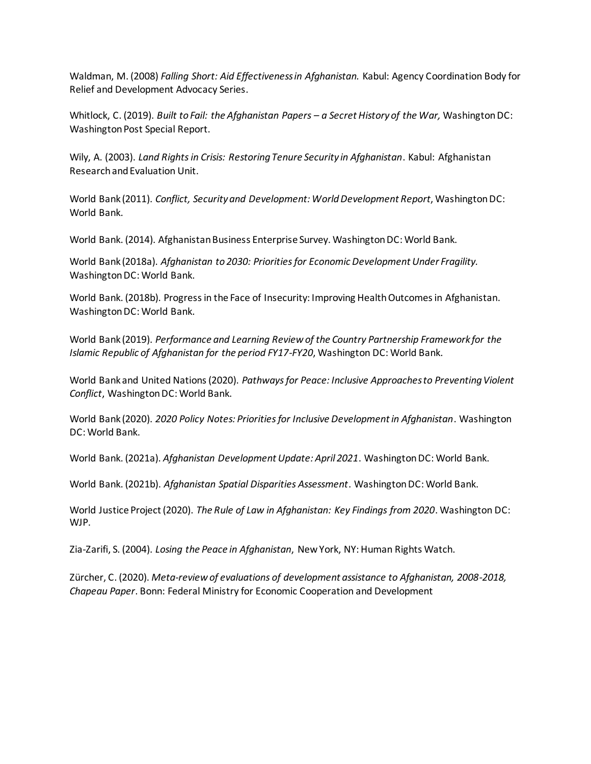Waldman, M. (2008) *Falling Short: Aid Effectiveness in Afghanistan.* Kabul: Agency Coordination Body for Relief and Development Advocacy Series.

Whitlock, C. (2019). *Built to Fail: the Afghanistan Papers – a Secret History of the War,* Washington DC: Washington Post Special Report.

Wily, A. (2003). *Land Rights in Crisis: Restoring Tenure Security in Afghanistan*. Kabul: Afghanistan Research and Evaluation Unit.

World Bank (2011). *Conflict, Security and Development: World Development Report*, Washington DC: World Bank.

World Bank. (2014). Afghanistan Business Enterprise Survey. Washington DC: World Bank.

World Bank (2018a). *Afghanistan to 2030: Priorities for Economic Development Under Fragility.* Washington DC: World Bank.

World Bank. (2018b). Progress in the Face of Insecurity: Improving Health Outcomes in Afghanistan. Washington DC: World Bank.

World Bank (2019). *Performance and Learning Review of the Country Partnership Framework for the Islamic Republic of Afghanistan for the period FY17-FY20*, Washington DC: World Bank.

World Bank and United Nations (2020). *Pathways for Peace: Inclusive Approaches to Preventing Violent Conflict*, Washington DC: World Bank.

World Bank (2020). *2020 Policy Notes: Priorities for Inclusive Development in Afghanistan*. Washington DC: World Bank.

World Bank. (2021a). *Afghanistan Development Update: April 2021*. Washington DC: World Bank.

World Bank. (2021b). *Afghanistan Spatial Disparities Assessment*. Washington DC: World Bank.

World Justice Project (2020). *The Rule of Law in Afghanistan: Key Findings from 2020*. Washington DC: WJP.

Zia-Zarifi, S. (2004). *Losing the Peace in Afghanistan*, New York, NY: Human Rights Watch.

Zürcher, C. (2020). *Meta-review of evaluations of development assistance to Afghanistan, 2008-2018, Chapeau Paper*. Bonn: Federal Ministry for Economic Cooperation and Development